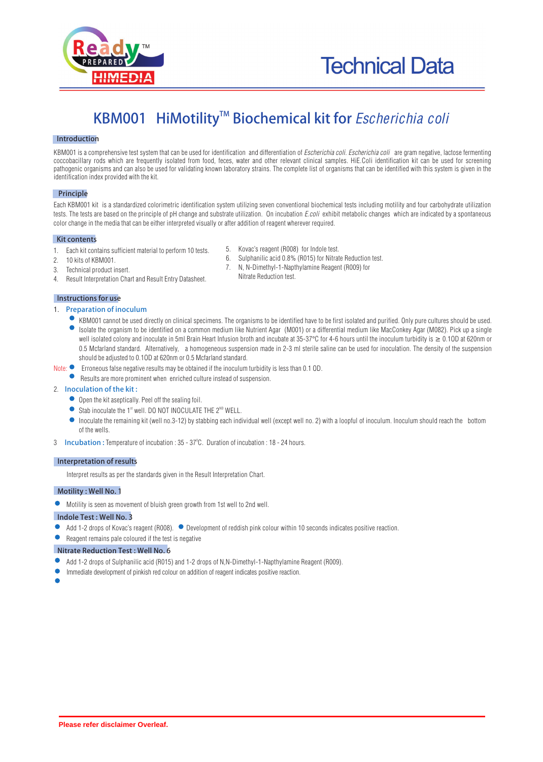# KBM001 HiMotility™ Biochemical kit for *Escherichia coli*

## Introduction

KBM001 is a comprehensive test system that can be used for identification and differentiation of *Escherichia coli*. *Escherichia coli* are gram negative, lactose fermenting coccobacillary rods which are frequently isolated from food, feces, water and other relevant clinical samples. HiE.Coli identification kit can be used for screening pathogenic organisms and can also be used for validating known laboratory strains. The complete list of organisms that can be identified with this system is given in the identification index provided with the kit.

## Principle

Each KBM001 kit is a standardized colorimetric identification system utilizing seven conventional biochemical tests including motility and four carbohydrate utilization tests. The tests are based on the principle of pH change and substrate utilization. On incubation *E.coli* exhibit metabolic changes which are indicated by a spontaneous color change in the media that can be either interpreted visually or after addition of reagent wherever required.

## Kit contents

1. Each kit contains sufficient material to perform 10 tests.
2. 10 kits of KBM001.
3. Technical product insert.
4. Result Interpretation Chart and Result Entry Datasheet.
5. Kovac's reagent (R008) for Indole test.
6. Sulphanilic acid 0.8% (R015) for Nitrate Reduction test.
7. N, N-Dimethyl-1-Napthylamine Reagent (R009) for Nitrate Reduction test.

## Instructions for use

1. **Preparation of inoculum**
   - KBM001 cannot be used directly on clinical specimens. The organisms to be identified have to be first isolated and purified. Only pure cultures should be used.
   - Isolate the organism to be identified on a common medium like Nutrient Agar (M001) or a differential medium like MacConkey Agar (M082). Pick up a single well isolated colony and inoculate in 5ml Brain Heart Infusion broth and incubate at 35-37°C for 4-6 hours until the inoculum turbidity is ≥ 0.1OD at 620nm or 0.5 Mcfarland standard. Alternatively, a homogeneous suspension made in 2-3 ml sterile saline can be used for inoculation. The density of the suspension should be adjusted to 0.1OD at 620nm or 0.5 Mcfarland standard.

Note:
- Erroneous false negative results may be obtained if the inoculum turbidity is less than 0.1 OD.
- Results are more prominent when enriched culture instead of suspension.

2. **Inoculation of the kit :**
   - Open the kit aseptically. Peel off the sealing foil.
   - Stab inoculate the 1st well. DO NOT INOCULATE THE 2ND WELL.
   - Inoculate the remaining kit (well no.3-12) by stabbing each individual well (except well no. 2) with a loopful of inoculum. Inoculum should reach the bottom of the wells.

3. **Incubation :** Temperature of incubation : 35 - 37°C. Duration of incubation : 18 - 24 hours.

## Interpretation of results

Interpret results as per the standards given in the Result Interpretation Chart.

### Motility : Well No. 1

- Motility is seen as movement of bluish green growth from 1st well to 2nd well.

### Indole Test : Well No. 3

- Add 1-2 drops of Kovac's reagent (R008).
- Development of reddish pink colour within 10 seconds indicates positive reaction.
- Reagent remains pale coloured if the test is negative

### Nitrate Reduction Test : Well No. 6

- Add 1-2 drops of Sulphanilic acid (R015) and 1-2 drops of N,N-Dimethyl-1-Napthylamine Reagent (R009).
- Immediate development of pinkish red colour on addition of reagent indicates positive reaction.

**Please refer disclaimer Overleaf.**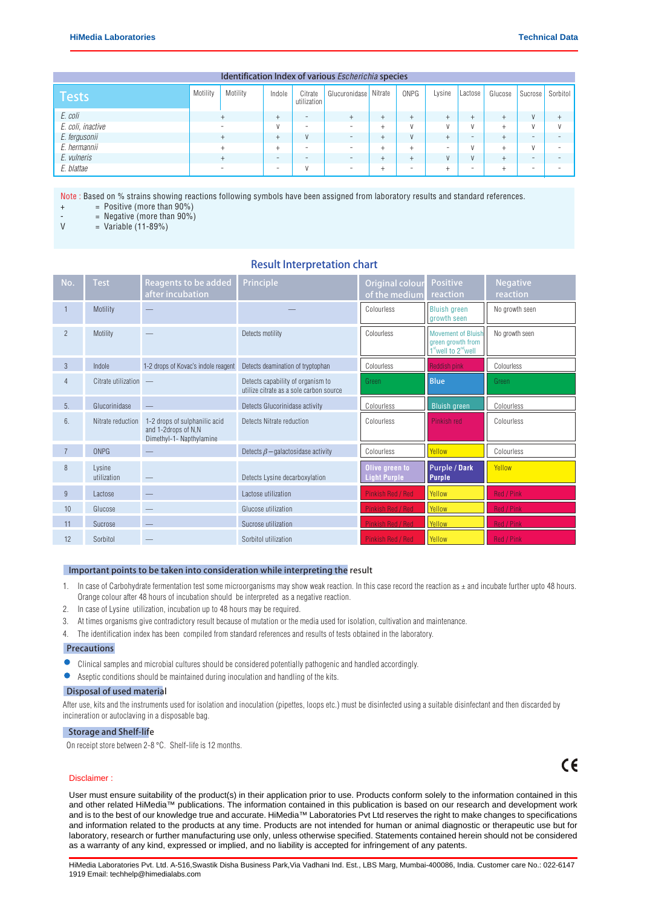## Identification Index of various *Escherichia* species

| Tests | Motility | Motility | Indole | Citrate utilization | Glucuronidase | Nitrate | ONPG | Lysine | Lactose | Glucose | Sucrose | Sorbitol |
|---|---|---|---|---|---|---|---|---|---|---|---|---|
| *E. coli* | | + | + | - | + | + | + | + | + | + | V | + |
| *E. coli, inactive* | | - | V | - | - | + | V | V | V | + | V | V |
| *E. fergusonii* | | + | + | V | - | + | V | + | - | + | - | - |
| *E. hermannii* | | + | + | - | - | + | + | - | V | + | V | - |
| *E. vulneris* | | + | - | - | - | + | + | V | V | + | - | - |
| *E. blattae* | | - | - | V | - | + | - | + | - | + | - | - |

Note : Based on % strains showing reactions following symbols have been assigned from laboratory results and standard references.

+ = Positive (more than 90%)

- = Negative (more than 90%)

V = Variable (11-89%)

## Result Interpretation chart

| No. | Test | Reagents to be added after incubation | Principle | Original colour of the medium | Positive reaction | Negative reaction |
|---|---|---|---|---|---|---|
| 1 | Motility | — | — | Colourless | Bluish green growth seen | No growth seen |
| 2 | Motility | — | Detects motility | Colourless | Movement of Bluish green growth from 1st well to 2nd well | No growth seen |
| 3 | Indole | 1-2 drops of Kovac's indole reagent | Detects deamination of tryptophan | Colourless | Reddish pink | Colourless |
| 4 | Citrate utilization | — | Detects capability of organism to utilize citrate as a sole carbon source | Green | Blue | Green |
| 5. | Glucorinidase | — | Detects Glucorinidase activity | Colourless | Bluish green | Colourless |
| 6. | Nitrate reduction | 1-2 drops of sulphanilic acid and 1-2drops of N,N Dimethyl-1- Napthylamine | Detects Nitrate reduction | Colourless | Pinkish red | Colourless |
| 7 | ONPG | — | Detects $\beta$ – galactosidase activity | Colourless | Yellow | Colourless |
| 8 | Lysine utilization | — | Detects Lysine decarboxylation | Olive green to Light Purple | Purple / Dark Purple | Yellow |
| 9 | Lactose | — | Lactose utilization | Pinkish Red / Red | Yellow | Red / Pink |
| 10 | Glucose | — | Glucose utilization | Pinkish Red / Red | Yellow | Red / Pink |
| 11 | Sucrose | — | Sucrose utilization | Pinkish Red / Red | Yellow | Red / Pink |
| 12 | Sorbitol | — | Sorbitol utilization | Pinkish Red / Red | Yellow | Red / Pink |

### Important points to be taken into consideration while interpreting the result

1. In case of Carbohydrate fermentation test some microorganisms may show weak reaction. In this case record the reaction as ± and incubate further upto 48 hours. Orange colour after 48 hours of incubation should be interpreted as a negative reaction.
2. In case of Lysine utilization, incubation up to 48 hours may be required.
3. At times organisms give contradictory result because of mutation or the media used for isolation, cultivation and maintenance.
4. The identification index has been compiled from standard references and results of tests obtained in the laboratory.

### Precautions

- Clinical samples and microbial cultures should be considered potentially pathogenic and handled accordingly.
- Aseptic conditions should be maintained during inoculation and handling of the kits.

### Disposal of used material

After use, kits and the instruments used for isolation and inoculation (pipettes, loops etc.) must be disinfected using a suitable disinfectant and then discarded by incineration or autoclaving in a disposable bag.

### Storage and Shelf-life

On receipt store between 2-8 °C. Shelf-life is 12 months.

CE

Disclaimer :

User must ensure suitability of the product(s) in their application prior to use. Products conform solely to the information contained in this and other related HiMedia™ publications. The information contained in this publication is based on our research and development work and is to the best of our knowledge true and accurate. HiMedia™ Laboratories Pvt Ltd reserves the right to make changes to specifications and information related to the products at any time. Products are not intended for human or animal diagnostic or therapeutic use but for laboratory, research or further manufacturing use only, unless otherwise specified. Statements contained herein should not be considered as a warranty of any kind, expressed or implied, and no liability is accepted for infringement of any patents.

HiMedia Laboratories Pvt. Ltd. A-516,Swastik Disha Business Park,Via Vadhani Ind. Est., LBS Marg, Mumbai-400086, India. Customer care No.: 022-6147 1919 Email: techhelp@himedialabs.com